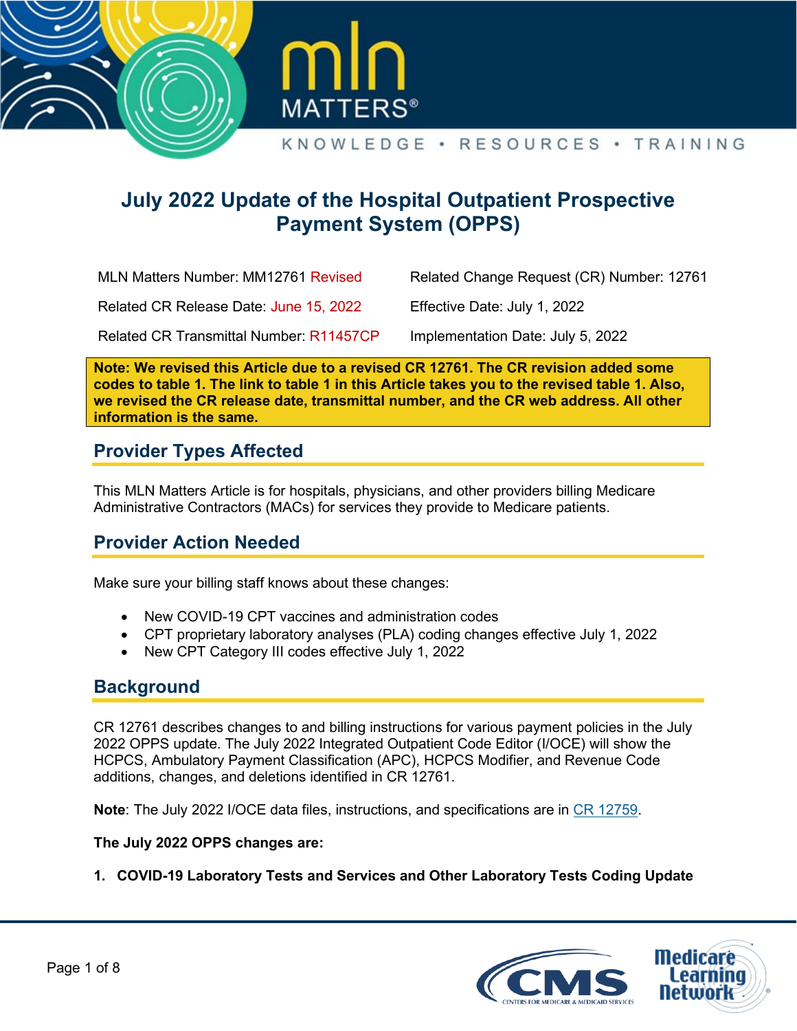# July 2022 Update of the Hospital Outpatient Prospective Payment System (OPPS)

| | |
|---|---|
| MLN Matters Number: MM12761 Revised | Related Change Request (CR) Number: 12761 |
| Related CR Release Date: June 15, 2022 | Effective Date: July 1, 2022 |
| Related CR Transmittal Number: R11457CP | Implementation Date: July 5, 2022 |

**Note: We revised this Article due to a revised CR 12761. The CR revision added some codes to table 1. The link to table 1 in this Article takes you to the revised table 1. Also, we revised the CR release date, transmittal number, and the CR web address. All other information is the same.**

## Provider Types Affected

This MLN Matters Article is for hospitals, physicians, and other providers billing Medicare Administrative Contractors (MACs) for services they provide to Medicare patients.

## Provider Action Needed

Make sure your billing staff knows about these changes:

- New COVID-19 CPT vaccines and administration codes
- CPT proprietary laboratory analyses (PLA) coding changes effective July 1, 2022
- New CPT Category III codes effective July 1, 2022

## Background

CR 12761 describes changes to and billing instructions for various payment policies in the July 2022 OPPS update. The July 2022 Integrated Outpatient Code Editor (I/OCE) will show the HCPCS, Ambulatory Payment Classification (APC), HCPCS Modifier, and Revenue Code additions, changes, and deletions identified in CR 12761.

**Note**: The July 2022 I/OCE data files, instructions, and specifications are in CR 12759.

**The July 2022 OPPS changes are:**

**1. COVID-19 Laboratory Tests and Services and Other Laboratory Tests Coding Update**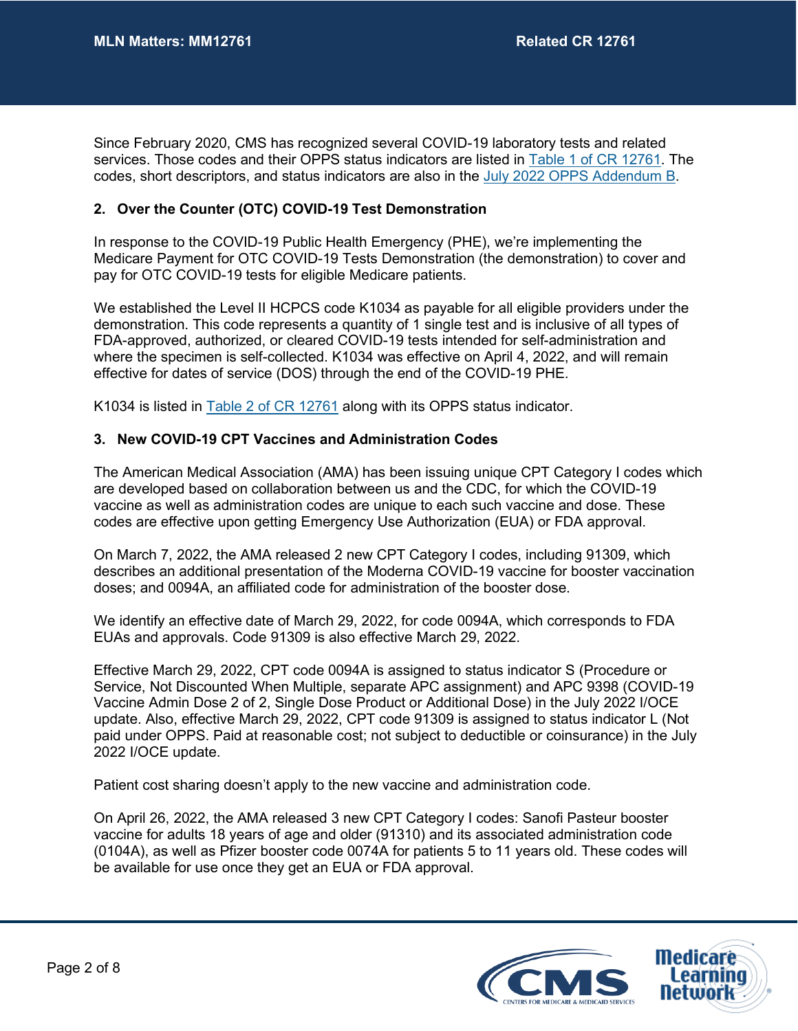Since February 2020, CMS has recognized several COVID-19 laboratory tests and related services. Those codes and their OPPS status indicators are listed in [Table 1 of CR 12761](). The codes, short descriptors, and status indicators are also in the [July 2022 OPPS Addendum B]().

**2. Over the Counter (OTC) COVID-19 Test Demonstration**

In response to the COVID-19 Public Health Emergency (PHE), we're implementing the Medicare Payment for OTC COVID-19 Tests Demonstration (the demonstration) to cover and pay for OTC COVID-19 tests for eligible Medicare patients.

We established the Level II HCPCS code K1034 as payable for all eligible providers under the demonstration. This code represents a quantity of 1 single test and is inclusive of all types of FDA-approved, authorized, or cleared COVID-19 tests intended for self-administration and where the specimen is self-collected. K1034 was effective on April 4, 2022, and will remain effective for dates of service (DOS) through the end of the COVID-19 PHE.

K1034 is listed in [Table 2 of CR 12761]() along with its OPPS status indicator.

**3. New COVID-19 CPT Vaccines and Administration Codes**

The American Medical Association (AMA) has been issuing unique CPT Category I codes which are developed based on collaboration between us and the CDC, for which the COVID-19 vaccine as well as administration codes are unique to each such vaccine and dose. These codes are effective upon getting Emergency Use Authorization (EUA) or FDA approval.

On March 7, 2022, the AMA released 2 new CPT Category I codes, including 91309, which describes an additional presentation of the Moderna COVID-19 vaccine for booster vaccination doses; and 0094A, an affiliated code for administration of the booster dose.

We identify an effective date of March 29, 2022, for code 0094A, which corresponds to FDA EUAs and approvals. Code 91309 is also effective March 29, 2022.

Effective March 29, 2022, CPT code 0094A is assigned to status indicator S (Procedure or Service, Not Discounted When Multiple, separate APC assignment) and APC 9398 (COVID-19 Vaccine Admin Dose 2 of 2, Single Dose Product or Additional Dose) in the July 2022 I/OCE update. Also, effective March 29, 2022, CPT code 91309 is assigned to status indicator L (Not paid under OPPS. Paid at reasonable cost; not subject to deductible or coinsurance) in the July 2022 I/OCE update.

Patient cost sharing doesn't apply to the new vaccine and administration code.

On April 26, 2022, the AMA released 3 new CPT Category I codes: Sanofi Pasteur booster vaccine for adults 18 years of age and older (91310) and its associated administration code (0104A), as well as Pfizer booster code 0074A for patients 5 to 11 years old. These codes will be available for use once they get an EUA or FDA approval.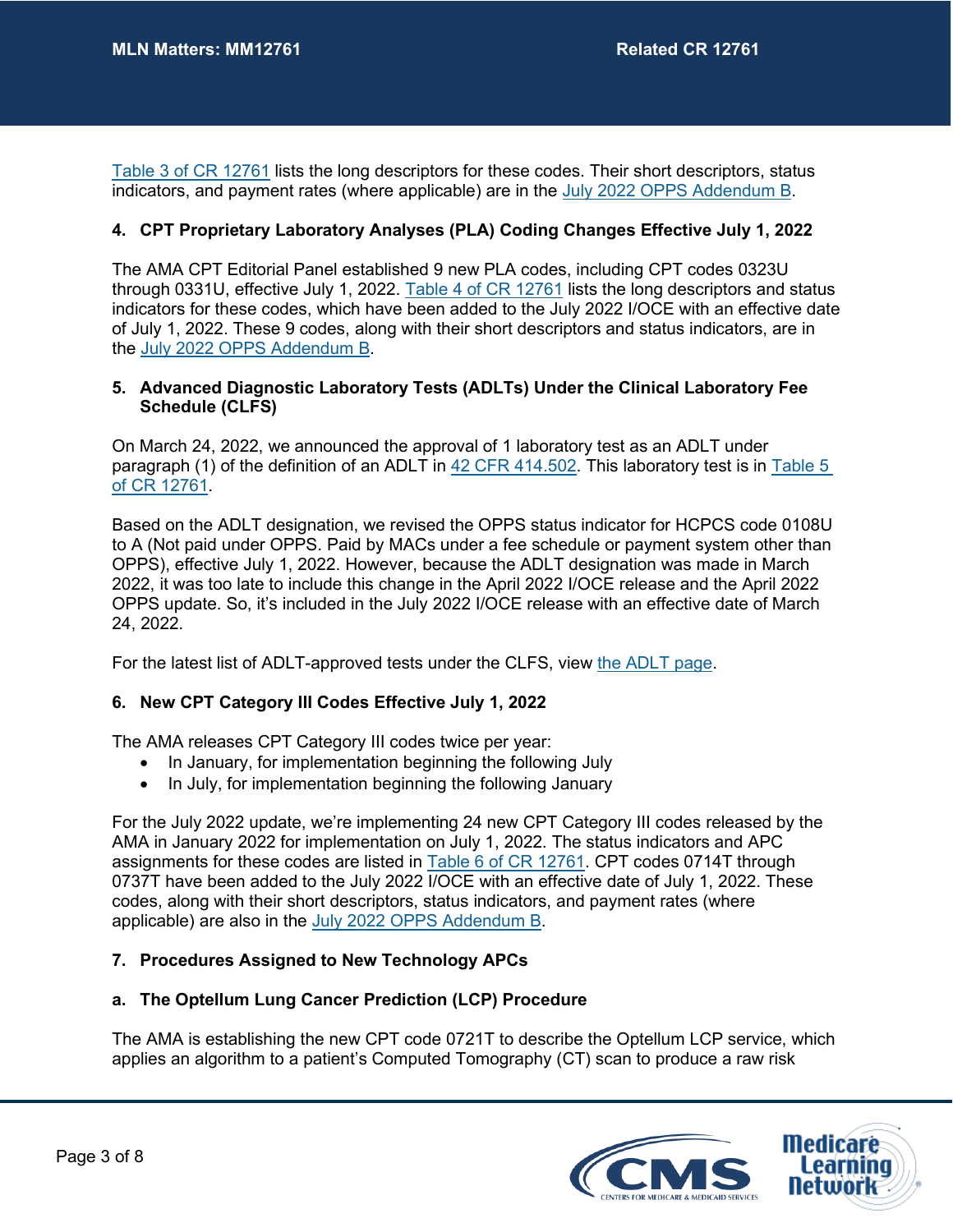Table 3 of CR 12761 lists the long descriptors for these codes. Their short descriptors, status indicators, and payment rates (where applicable) are in the July 2022 OPPS Addendum B.

### 4. CPT Proprietary Laboratory Analyses (PLA) Coding Changes Effective July 1, 2022

The AMA CPT Editorial Panel established 9 new PLA codes, including CPT codes 0323U through 0331U, effective July 1, 2022. Table 4 of CR 12761 lists the long descriptors and status indicators for these codes, which have been added to the July 2022 I/OCE with an effective date of July 1, 2022. These 9 codes, along with their short descriptors and status indicators, are in the July 2022 OPPS Addendum B.

### 5. Advanced Diagnostic Laboratory Tests (ADLTs) Under the Clinical Laboratory Fee Schedule (CLFS)

On March 24, 2022, we announced the approval of 1 laboratory test as an ADLT under paragraph (1) of the definition of an ADLT in 42 CFR 414.502. This laboratory test is in Table 5 of CR 12761.

Based on the ADLT designation, we revised the OPPS status indicator for HCPCS code 0108U to A (Not paid under OPPS. Paid by MACs under a fee schedule or payment system other than OPPS), effective July 1, 2022. However, because the ADLT designation was made in March 2022, it was too late to include this change in the April 2022 I/OCE release and the April 2022 OPPS update. So, it's included in the July 2022 I/OCE release with an effective date of March 24, 2022.

For the latest list of ADLT-approved tests under the CLFS, view the ADLT page.

### 6. New CPT Category III Codes Effective July 1, 2022

The AMA releases CPT Category III codes twice per year:

- In January, for implementation beginning the following July
- In July, for implementation beginning the following January

For the July 2022 update, we're implementing 24 new CPT Category III codes released by the AMA in January 2022 for implementation on July 1, 2022. The status indicators and APC assignments for these codes are listed in Table 6 of CR 12761. CPT codes 0714T through 0737T have been added to the July 2022 I/OCE with an effective date of July 1, 2022. These codes, along with their short descriptors, status indicators, and payment rates (where applicable) are also in the July 2022 OPPS Addendum B.

### 7. Procedures Assigned to New Technology APCs

#### a. The Optellum Lung Cancer Prediction (LCP) Procedure

The AMA is establishing the new CPT code 0721T to describe the Optellum LCP service, which applies an algorithm to a patient's Computed Tomography (CT) scan to produce a raw risk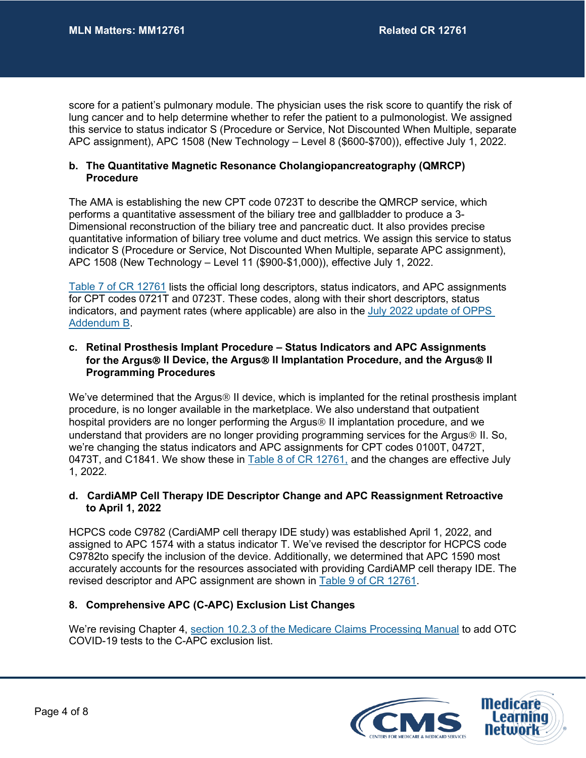score for a patient's pulmonary module. The physician uses the risk score to quantify the risk of lung cancer and to help determine whether to refer the patient to a pulmonologist. We assigned this service to status indicator S (Procedure or Service, Not Discounted When Multiple, separate APC assignment), APC 1508 (New Technology – Level 8 ($600-$700)), effective July 1, 2022.

**b. The Quantitative Magnetic Resonance Cholangiopancreatography (QMRCP) Procedure**

The AMA is establishing the new CPT code 0723T to describe the QMRCP service, which performs a quantitative assessment of the biliary tree and gallbladder to produce a 3-Dimensional reconstruction of the biliary tree and pancreatic duct. It also provides precise quantitative information of biliary tree volume and duct metrics. We assign this service to status indicator S (Procedure or Service, Not Discounted When Multiple, separate APC assignment), APC 1508 (New Technology – Level 11 ($900-$1,000)), effective July 1, 2022.

Table 7 of CR 12761 lists the official long descriptors, status indicators, and APC assignments for CPT codes 0721T and 0723T. These codes, along with their short descriptors, status indicators, and payment rates (where applicable) are also in the July 2022 update of OPPS Addendum B.

**c. Retinal Prosthesis Implant Procedure – Status Indicators and APC Assignments for the Argus® II Device, the Argus® II Implantation Procedure, and the Argus® II Programming Procedures**

We've determined that the Argus® II device, which is implanted for the retinal prosthesis implant procedure, is no longer available in the marketplace. We also understand that outpatient hospital providers are no longer performing the Argus® II implantation procedure, and we understand that providers are no longer providing programming services for the Argus® II. So, we're changing the status indicators and APC assignments for CPT codes 0100T, 0472T, 0473T, and C1841. We show these in Table 8 of CR 12761, and the changes are effective July 1, 2022.

**d. CardiAMP Cell Therapy IDE Descriptor Change and APC Reassignment Retroactive to April 1, 2022**

HCPCS code C9782 (CardiAMP cell therapy IDE study) was established April 1, 2022, and assigned to APC 1574 with a status indicator T. We've revised the descriptor for HCPCS code C9782to specify the inclusion of the device. Additionally, we determined that APC 1590 most accurately accounts for the resources associated with providing CardiAMP cell therapy IDE. The revised descriptor and APC assignment are shown in Table 9 of CR 12761.

**8. Comprehensive APC (C-APC) Exclusion List Changes**

We're revising Chapter 4, section 10.2.3 of the Medicare Claims Processing Manual to add OTC COVID-19 tests to the C-APC exclusion list.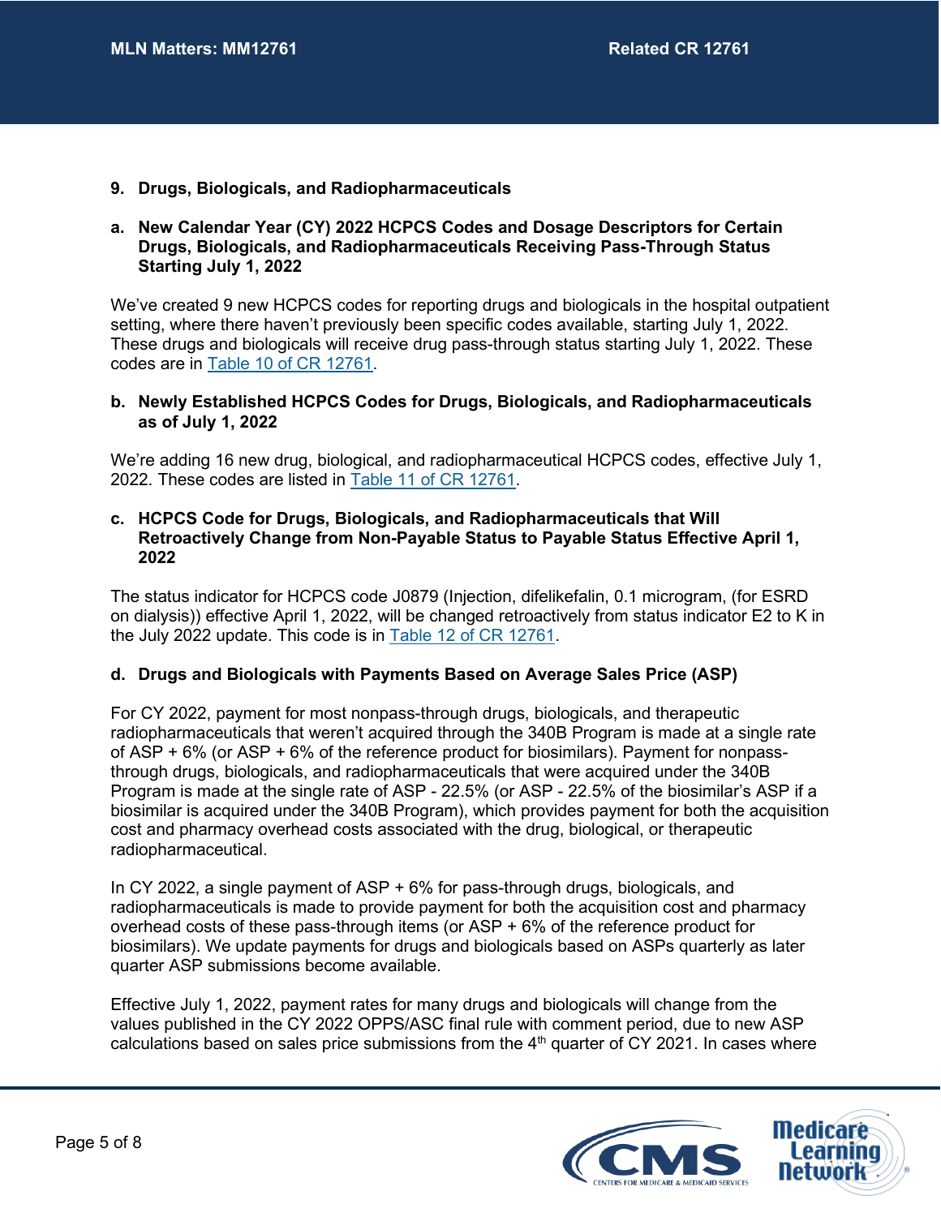## 9. Drugs, Biologicals, and Radiopharmaceuticals

### a. New Calendar Year (CY) 2022 HCPCS Codes and Dosage Descriptors for Certain Drugs, Biologicals, and Radiopharmaceuticals Receiving Pass-Through Status Starting July 1, 2022

We've created 9 new HCPCS codes for reporting drugs and biologicals in the hospital outpatient setting, where there haven't previously been specific codes available, starting July 1, 2022. These drugs and biologicals will receive drug pass-through status starting July 1, 2022. These codes are in Table 10 of CR 12761.

### b. Newly Established HCPCS Codes for Drugs, Biologicals, and Radiopharmaceuticals as of July 1, 2022

We're adding 16 new drug, biological, and radiopharmaceutical HCPCS codes, effective July 1, 2022. These codes are listed in Table 11 of CR 12761.

### c. HCPCS Code for Drugs, Biologicals, and Radiopharmaceuticals that Will Retroactively Change from Non-Payable Status to Payable Status Effective April 1, 2022

The status indicator for HCPCS code J0879 (Injection, difelikefalin, 0.1 microgram, (for ESRD on dialysis)) effective April 1, 2022, will be changed retroactively from status indicator E2 to K in the July 2022 update. This code is in Table 12 of CR 12761.

### d. Drugs and Biologicals with Payments Based on Average Sales Price (ASP)

For CY 2022, payment for most nonpass-through drugs, biologicals, and therapeutic radiopharmaceuticals that weren't acquired through the 340B Program is made at a single rate of ASP + 6% (or ASP + 6% of the reference product for biosimilars). Payment for nonpass-through drugs, biologicals, and radiopharmaceuticals that were acquired under the 340B Program is made at the single rate of ASP - 22.5% (or ASP - 22.5% of the biosimilar's ASP if a biosimilar is acquired under the 340B Program), which provides payment for both the acquisition cost and pharmacy overhead costs associated with the drug, biological, or therapeutic radiopharmaceutical.

In CY 2022, a single payment of ASP + 6% for pass-through drugs, biologicals, and radiopharmaceuticals is made to provide payment for both the acquisition cost and pharmacy overhead costs of these pass-through items (or ASP + 6% of the reference product for biosimilars). We update payments for drugs and biologicals based on ASPs quarterly as later quarter ASP submissions become available.

Effective July 1, 2022, payment rates for many drugs and biologicals will change from the values published in the CY 2022 OPPS/ASC final rule with comment period, due to new ASP calculations based on sales price submissions from the 4th quarter of CY 2021. In cases where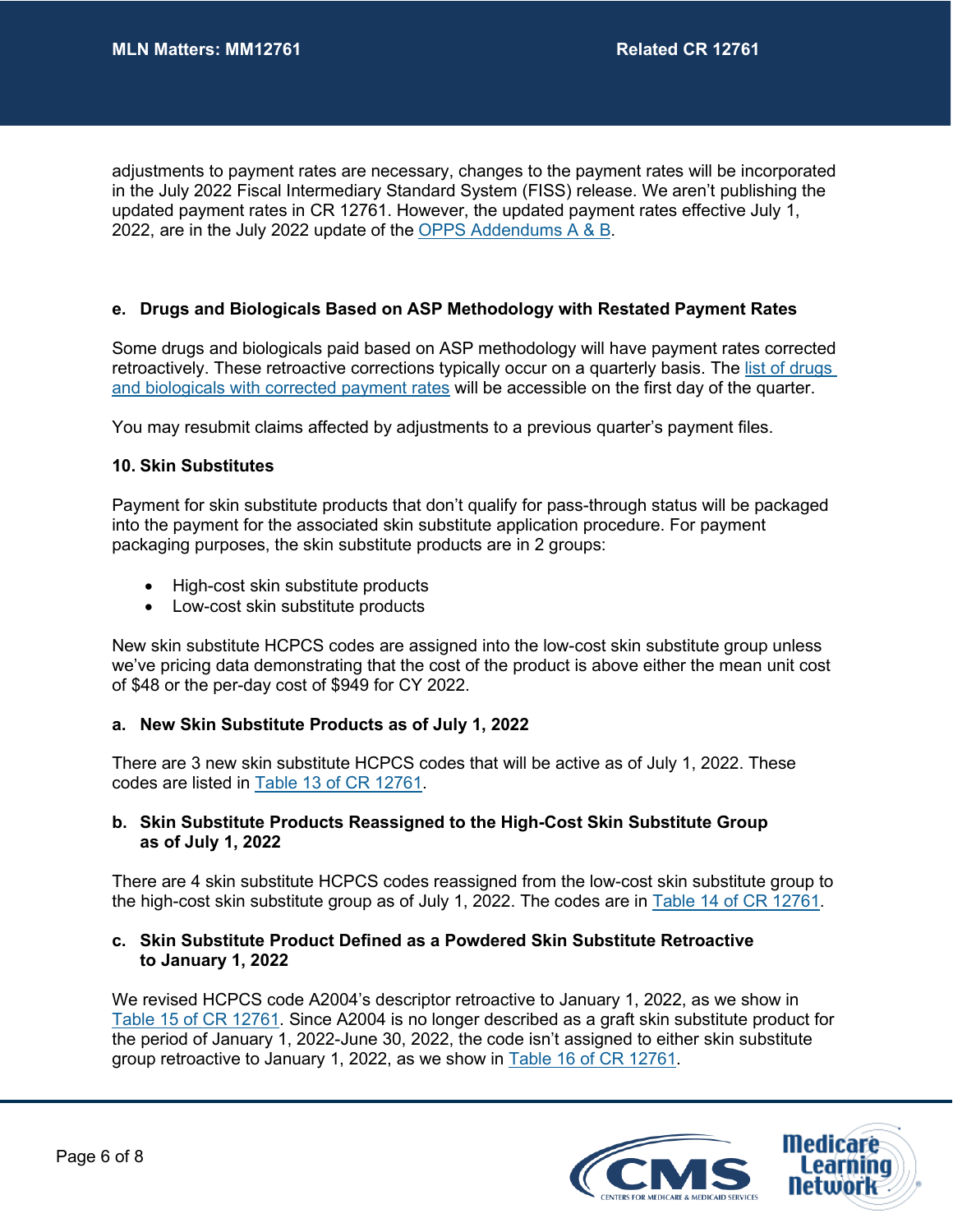adjustments to payment rates are necessary, changes to the payment rates will be incorporated in the July 2022 Fiscal Intermediary Standard System (FISS) release. We aren't publishing the updated payment rates in CR 12761. However, the updated payment rates effective July 1, 2022, are in the July 2022 update of the OPPS Addendums A & B.

### e. Drugs and Biologicals Based on ASP Methodology with Restated Payment Rates

Some drugs and biologicals paid based on ASP methodology will have payment rates corrected retroactively. These retroactive corrections typically occur on a quarterly basis. The list of drugs and biologicals with corrected payment rates will be accessible on the first day of the quarter.

You may resubmit claims affected by adjustments to a previous quarter's payment files.

## 10. Skin Substitutes

Payment for skin substitute products that don't qualify for pass-through status will be packaged into the payment for the associated skin substitute application procedure. For payment packaging purposes, the skin substitute products are in 2 groups:

- High-cost skin substitute products
- Low-cost skin substitute products

New skin substitute HCPCS codes are assigned into the low-cost skin substitute group unless we've pricing data demonstrating that the cost of the product is above either the mean unit cost of $48 or the per-day cost of $949 for CY 2022.

### a. New Skin Substitute Products as of July 1, 2022

There are 3 new skin substitute HCPCS codes that will be active as of July 1, 2022. These codes are listed in Table 13 of CR 12761.

### b. Skin Substitute Products Reassigned to the High-Cost Skin Substitute Group as of July 1, 2022

There are 4 skin substitute HCPCS codes reassigned from the low-cost skin substitute group to the high-cost skin substitute group as of July 1, 2022. The codes are in Table 14 of CR 12761.

### c. Skin Substitute Product Defined as a Powdered Skin Substitute Retroactive to January 1, 2022

We revised HCPCS code A2004's descriptor retroactive to January 1, 2022, as we show in Table 15 of CR 12761. Since A2004 is no longer described as a graft skin substitute product for the period of January 1, 2022-June 30, 2022, the code isn't assigned to either skin substitute group retroactive to January 1, 2022, as we show in Table 16 of CR 12761.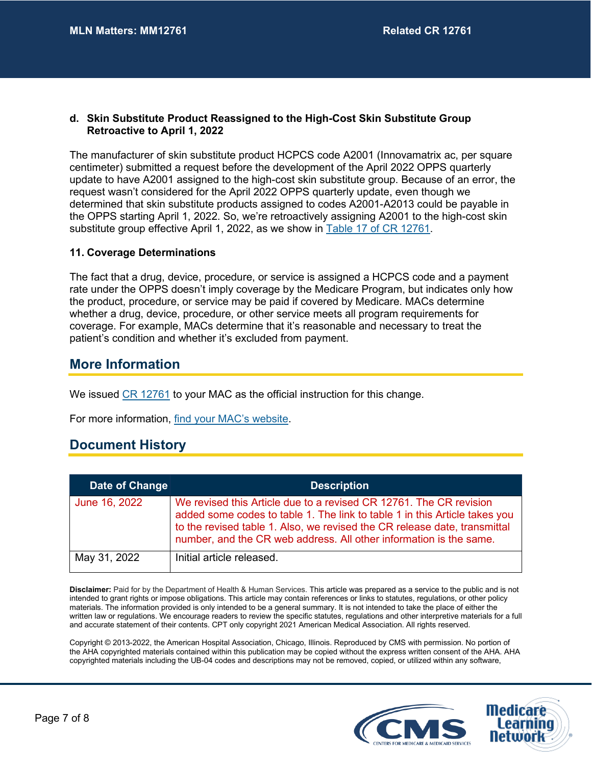**d. Skin Substitute Product Reassigned to the High-Cost Skin Substitute Group Retroactive to April 1, 2022**

The manufacturer of skin substitute product HCPCS code A2001 (Innovamatrix ac, per square centimeter) submitted a request before the development of the April 2022 OPPS quarterly update to have A2001 assigned to the high-cost skin substitute group. Because of an error, the request wasn't considered for the April 2022 OPPS quarterly update, even though we determined that skin substitute products assigned to codes A2001-A2013 could be payable in the OPPS starting April 1, 2022. So, we're retroactively assigning A2001 to the high-cost skin substitute group effective April 1, 2022, as we show in Table 17 of CR 12761.

**11. Coverage Determinations**

The fact that a drug, device, procedure, or service is assigned a HCPCS code and a payment rate under the OPPS doesn't imply coverage by the Medicare Program, but indicates only how the product, procedure, or service may be paid if covered by Medicare. MACs determine whether a drug, device, procedure, or other service meets all program requirements for coverage. For example, MACs determine that it's reasonable and necessary to treat the patient's condition and whether it's excluded from payment.

## More Information

We issued CR 12761 to your MAC as the official instruction for this change.

For more information, find your MAC's website.

## Document History

| Date of Change | Description |
|---|---|
| June 16, 2022 | We revised this Article due to a revised CR 12761. The CR revision added some codes to table 1. The link to table 1 in this Article takes you to the revised table 1. Also, we revised the CR release date, transmittal number, and the CR web address. All other information is the same. |
| May 31, 2022 | Initial article released. |

**Disclaimer:** Paid for by the Department of Health & Human Services. This article was prepared as a service to the public and is not intended to grant rights or impose obligations. This article may contain references or links to statutes, regulations, or other policy materials. The information provided is only intended to be a general summary. It is not intended to take the place of either the written law or regulations. We encourage readers to review the specific statutes, regulations and other interpretive materials for a full and accurate statement of their contents. CPT only copyright 2021 American Medical Association. All rights reserved.

Copyright © 2013-2022, the American Hospital Association, Chicago, Illinois. Reproduced by CMS with permission. No portion of the AHA copyrighted materials contained within this publication may be copied without the express written consent of the AHA. AHA copyrighted materials including the UB-04 codes and descriptions may not be removed, copied, or utilized within any software,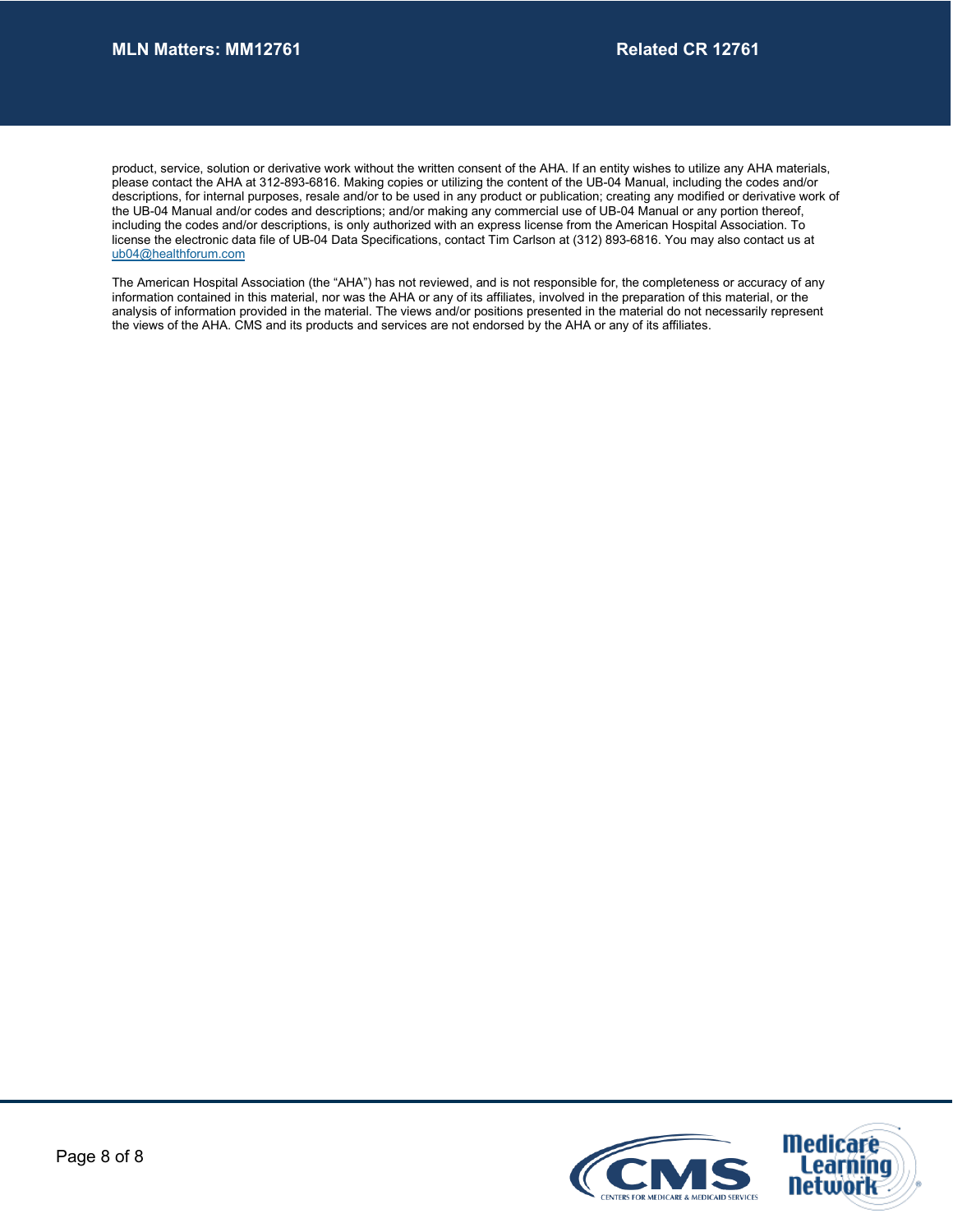product, service, solution or derivative work without the written consent of the AHA. If an entity wishes to utilize any AHA materials, please contact the AHA at 312-893-6816. Making copies or utilizing the content of the UB-04 Manual, including the codes and/or descriptions, for internal purposes, resale and/or to be used in any product or publication; creating any modified or derivative work of the UB-04 Manual and/or codes and descriptions; and/or making any commercial use of UB-04 Manual or any portion thereof, including the codes and/or descriptions, is only authorized with an express license from the American Hospital Association. To license the electronic data file of UB-04 Data Specifications, contact Tim Carlson at (312) 893-6816. You may also contact us at [ub04@healthforum.com](mailto:ub04@healthforum.com)

The American Hospital Association (the "AHA") has not reviewed, and is not responsible for, the completeness or accuracy of any information contained in this material, nor was the AHA or any of its affiliates, involved in the preparation of this material, or the analysis of information provided in the material. The views and/or positions presented in the material do not necessarily represent the views of the AHA. CMS and its products and services are not endorsed by the AHA or any of its affiliates.